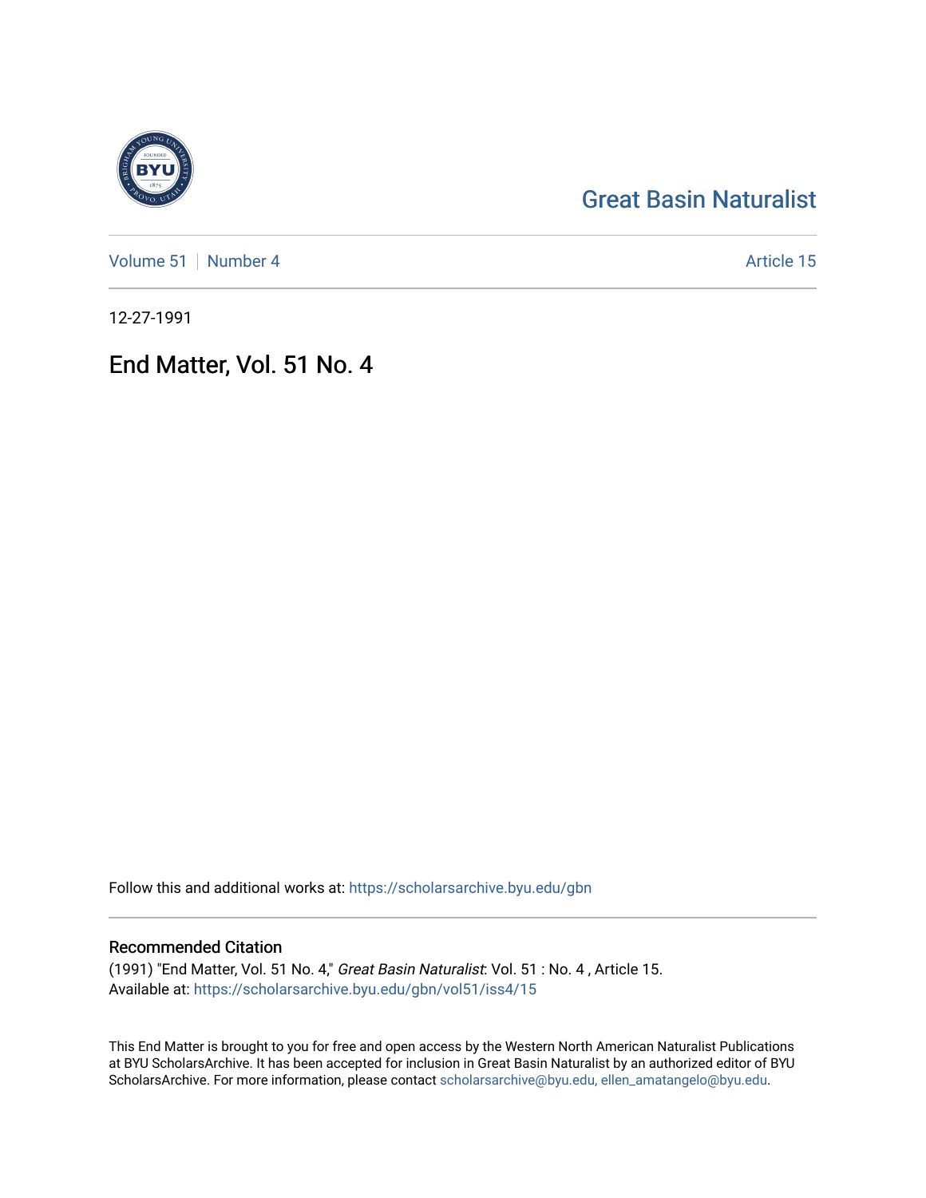Great Basin Naturalist

Volume 51 | Number 4 | Article 15

12-27-1991

# End Matter, Vol. 51 No. 4

Follow this and additional works at: https://scholarsarchive.byu.edu/gbn

## Recommended Citation

(1991) "End Matter, Vol. 51 No. 4," *Great Basin Naturalist*: Vol. 51 : No. 4 , Article 15.
Available at: https://scholarsarchive.byu.edu/gbn/vol51/iss4/15

This End Matter is brought to you for free and open access by the Western North American Naturalist Publications at BYU ScholarsArchive. It has been accepted for inclusion in Great Basin Naturalist by an authorized editor of BYU ScholarsArchive. For more information, please contact scholarsarchive@byu.edu, ellen_amatangelo@byu.edu.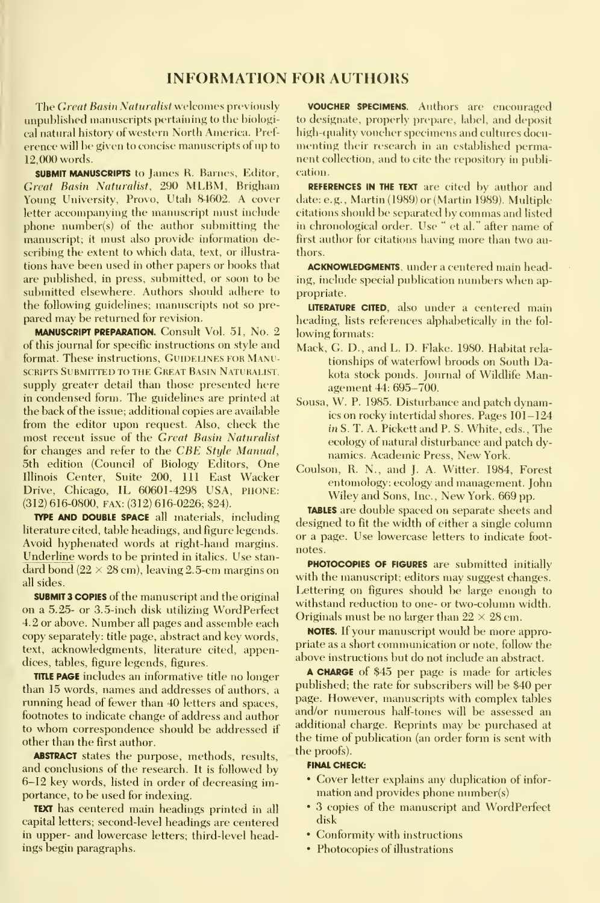# INFORMATION FOR AUTHORS

The *Great Basin Naturalist* welcomes previously unpublished manuscripts pertaining to the biological natural history of western North America. Preference will be given to concise manuscripts of up to 12,000 words.

**SUBMIT MANUSCRIPTS** to James R. Barnes, Editor, *Great Basin Naturalist*, 290 MLBM, Brigham Young University, Provo, Utah 84602. A cover letter accompanying the manuscript must include phone number(s) of the author submitting the manuscript; it must also provide information describing the extent to which data, text, or illustrations have been used in other papers or books that are published, in press, submitted, or soon to be submitted elsewhere. Authors should adhere to the following guidelines; manuscripts not so prepared may be returned for revision.

**MANUSCRIPT PREPARATION.** Consult Vol. 51, No. 2 of this journal for specific instructions on style and format. These instructions, GUIDELINES FOR MANUSCRIPTS SUBMITTED TO THE GREAT BASIN NATURALIST, supply greater detail than those presented here in condensed form. The guidelines are printed at the back of the issue; additional copies are available from the editor upon request. Also, check the most recent issue of the *Great Basin Naturalist* for changes and refer to the *CBE Style Manual*, 5th edition (Council of Biology Editors, One Illinois Center, Suite 200, 111 East Wacker Drive, Chicago, IL 60601-4298 USA, PHONE: (312) 616-0800, FAX: (312) 616-0226; $24).

**TYPE AND DOUBLE SPACE** all materials, including literature cited, table headings, and figure legends. Avoid hyphenated words at right-hand margins. Underline words to be printed in italics. Use standard bond (22 × 28 cm), leaving 2.5-cm margins on all sides.

**SUBMIT 3 COPIES** of the manuscript and the original on a 5.25- or 3.5-inch disk utilizing WordPerfect 4.2 or above. Number all pages and assemble each copy separately: title page, abstract and key words, text, acknowledgments, literature cited, appendices, tables, figure legends, figures.

**TITLE PAGE** includes an informative title no longer than 15 words, names and addresses of authors, a running head of fewer than 40 letters and spaces, footnotes to indicate change of address and author to whom correspondence should be addressed if other than the first author.

**ABSTRACT** states the purpose, methods, results, and conclusions of the research. It is followed by 6–12 key words, listed in order of decreasing importance, to be used for indexing.

**TEXT** has centered main headings printed in all capital letters; second-level headings are centered in upper- and lowercase letters; third-level headings begin paragraphs.

**VOUCHER SPECIMENS.** Authors are encouraged to designate, properly prepare, label, and deposit high-quality voucher specimens and cultures documenting their research in an established permanent collection, and to cite the repository in publication.

**REFERENCES IN THE TEXT** are cited by author and date: e.g., Martin (1989) or (Martin 1989). Multiple citations should be separated by commas and listed in chronological order. Use " et al." after name of first author for citations having more than two authors.

**ACKNOWLEDGMENTS**, under a centered main heading, include special publication numbers when appropriate.

**LITERATURE CITED**, also under a centered main heading, lists references alphabetically in the following formats:

Mack, G. D., and L. D. Flake. 1980. Habitat relationships of waterfowl broods on South Dakota stock ponds. Journal of Wildlife Management 44: 695–700.

Sousa, W. P. 1985. Disturbance and patch dynamics on rocky intertidal shores. Pages 101–124 *in* S. T. A. Pickett and P. S. White, eds., The ecology of natural disturbance and patch dynamics. Academic Press, New York.

Coulson, R. N., and J. A. Witter. 1984, Forest entomology: ecology and management. John Wiley and Sons, Inc., New York. 669 pp.

**TABLES** are double spaced on separate sheets and designed to fit the width of either a single column or a page. Use lowercase letters to indicate footnotes.

**PHOTOCOPIES OF FIGURES** are submitted initially with the manuscript; editors may suggest changes. Lettering on figures should be large enough to withstand reduction to one- or two-column width. Originals must be no larger than 22 × 28 cm.

**NOTES.** If your manuscript would be more appropriate as a short communication or note, follow the above instructions but do not include an abstract.

**A CHARGE** of $45 per page is made for articles published; the rate for subscribers will be $40 per page. However, manuscripts with complex tables and/or numerous half-tones will be assessed an additional charge. Reprints may be purchased at the time of publication (an order form is sent with the proofs).

**FINAL CHECK:**

- Cover letter explains any duplication of information and provides phone number(s)
- 3 copies of the manuscript and WordPerfect disk
- Conformity with instructions
- Photocopies of illustrations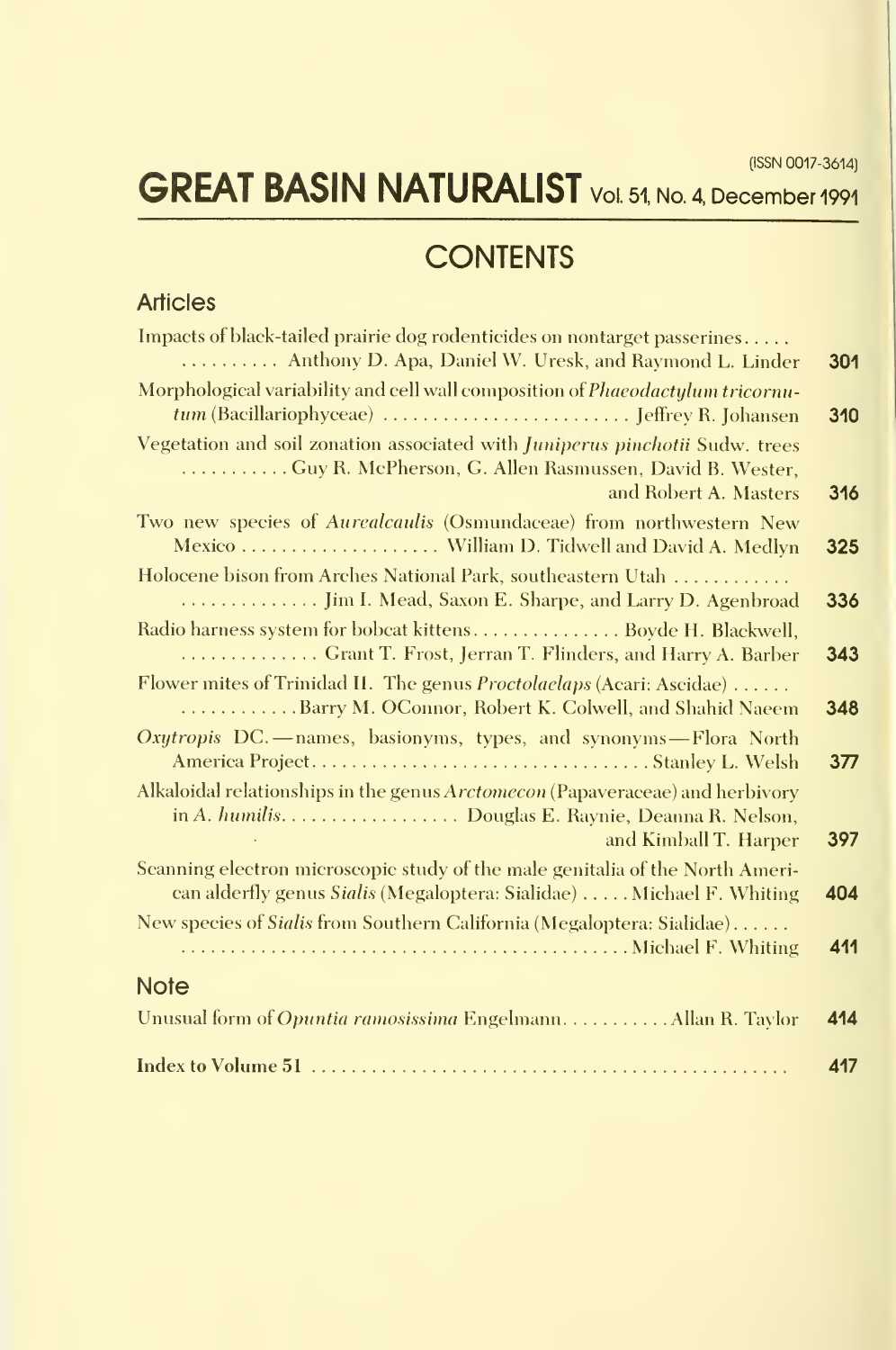(ISSN 0017-3614)

# GREAT BASIN NATURALIST Vol. 51, No. 4, December 1991

## CONTENTS

### Articles

| | |
|---|---|
| Impacts of black-tailed prairie dog rodenticides on nontarget passerines . . . . . Anthony D. Apa, Daniel W. Uresk, and Raymond L. Linder | 301 |
| Morphological variability and cell wall composition of *Phaeodactylum tricornutum* (Bacillariophyceae) . . . . . Jeffrey R. Johansen | 310 |
| Vegetation and soil zonation associated with *Juniperus pinchotii* Sudw. trees . . . . . Guy R. McPherson, G. Allen Rasmussen, David B. Wester, and Robert A. Masters | 316 |
| Two new species of *Aurealcaulis* (Osmundaceae) from northwestern New Mexico . . . . . William D. Tidwell and David A. Medlyn | 325 |
| Holocene bison from Arches National Park, southeastern Utah . . . . . Jim I. Mead, Saxon E. Sharpe, and Larry D. Agenbroad | 336 |
| Radio harness system for bobcat kittens . . . . . Boyde H. Blackwell, Grant T. Frost, Jerran T. Flinders, and Harry A. Barber | 343 |
| Flower mites of Trinidad II. The genus *Proctolaelaps* (Acari: Ascidae) . . . . . Barry M. OConnor, Robert K. Colwell, and Shahid Naeem | 348 |
| *Oxytropis* DC.—names, basionyms, types, and synonyms—Flora North America Project . . . . . Stanley L. Welsh | 377 |
| Alkaloidal relationships in the genus *Arctomecon* (Papaveraceae) and herbivory in *A. humilis* . . . . . Douglas E. Raynie, Deanna R. Nelson, and Kimball T. Harper | 397 |
| Scanning electron microscopic study of the male genitalia of the North American alderfly genus *Sialis* (Megaloptera: Sialidae) . . . . . Michael F. Whiting | 404 |
| New species of *Sialis* from Southern California (Megaloptera: Sialidae) . . . . . Michael F. Whiting | 411 |

### Note

| | |
|---|---|
| Unusual form of *Opuntia ramosissima* Engelmann . . . . . Allan R. Taylor | 414 |
| **Index to Volume 51** . . . . . | 417 |